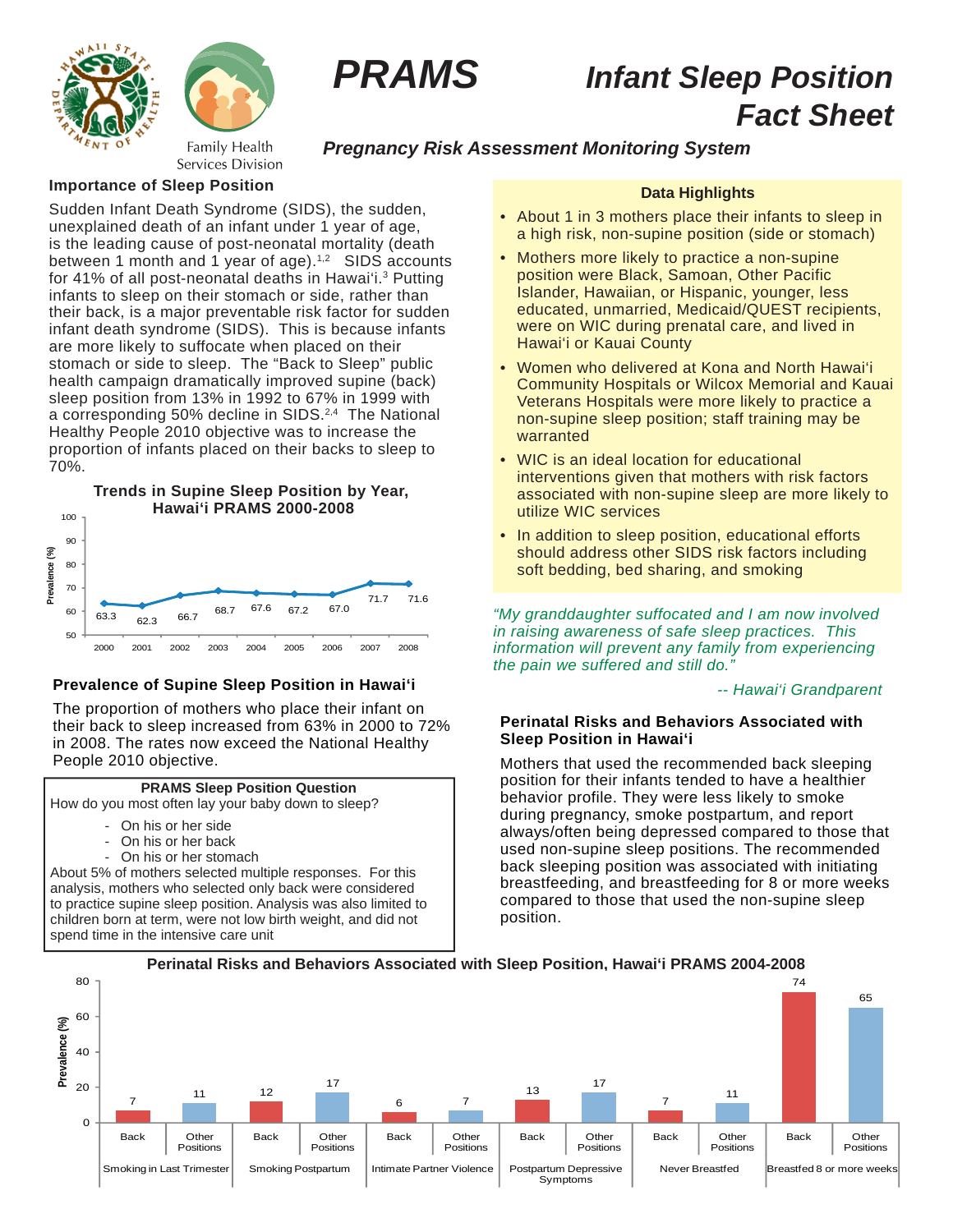# PRAMS

# Infant Sleep Position Fact Sheet

*Pregnancy Risk Assessment Monitoring System*

Family Health Services Division

## Importance of Sleep Position

Sudden Infant Death Syndrome (SIDS), the sudden, unexplained death of an infant under 1 year of age, is the leading cause of post-neonatal mortality (death between 1 month and 1 year of age).[1,2] SIDS accounts for 41% of all post-neonatal deaths in Hawai'i.[3] Putting infants to sleep on their stomach or side, rather than their back, is a major preventable risk factor for sudden infant death syndrome (SIDS). This is because infants are more likely to suffocate when placed on their stomach or side to sleep. The "Back to Sleep" public health campaign dramatically improved supine (back) sleep position from 13% in 1992 to 67% in 1999 with a corresponding 50% decline in SIDS.[2,4] The National Healthy People 2010 objective was to increase the proportion of infants placed on their backs to sleep to 70%.

**Trends in Supine Sleep Position by Year, Hawai'i PRAMS 2000-2008**

| Year | Prevalence (%) |
|---|---|
| 2000 | 63.3 |
| 2001 | 62.3 |
| 2002 | 66.7 |
| 2003 | 68.7 |
| 2004 | 67.6 |
| 2005 | 67.2 |
| 2006 | 67.0 |
| 2007 | 71.7 |
| 2008 | 71.6 |

## Prevalence of Supine Sleep Position in Hawai'i

The proportion of mothers who place their infant on their back to sleep increased from 63% in 2000 to 72% in 2008. The rates now exceed the National Healthy People 2010 objective.

**PRAMS Sleep Position Question**

How do you most often lay your baby down to sleep?

- On his or her side
- On his or her back
- On his or her stomach

About 5% of mothers selected multiple responses. For this analysis, mothers who selected only back were considered to practice supine sleep position. Analysis was also limited to children born at term, were not low birth weight, and did not spend time in the intensive care unit

### Data Highlights

- About 1 in 3 mothers place their infants to sleep in a high risk, non-supine position (side or stomach)
- Mothers more likely to practice a non-supine position were Black, Samoan, Other Pacific Islander, Hawaiian, or Hispanic, younger, less educated, unmarried, Medicaid/QUEST recipients, were on WIC during prenatal care, and lived in Hawai'i or Kauai County
- Women who delivered at Kona and North Hawai'i Community Hospitals or Wilcox Memorial and Kauai Veterans Hospitals were more likely to practice a non-supine sleep position; staff training may be warranted
- WIC is an ideal location for educational interventions given that mothers with risk factors associated with non-supine sleep are more likely to utilize WIC services
- In addition to sleep position, educational efforts should address other SIDS risk factors including soft bedding, bed sharing, and smoking

*"My granddaughter suffocated and I am now involved in raising awareness of safe sleep practices. This information will prevent any family from experiencing the pain we suffered and still do."*

*-- Hawai'i Grandparent*

## Perinatal Risks and Behaviors Associated with Sleep Position in Hawai'i

Mothers that used the recommended back sleeping position for their infants tended to have a healthier behavior profile. They were less likely to smoke during pregnancy, smoke postpartum, and report always/often being depressed compared to those that used non-supine sleep positions. The recommended back sleeping position was associated with initiating breastfeeding, and breastfeeding for 8 or more weeks compared to those that used the non-supine sleep position.

**Perinatal Risks and Behaviors Associated with Sleep Position, Hawai'i PRAMS 2004-2008**

| Risk/Behavior | Back (%) | Other Positions (%) |
|---|---|---|
| Smoking in Last Trimester | 7 | 11 |
| Smoking Postpartum | 12 | 17 |
| Intimate Partner Violence | 6 | 7 |
| Postpartum Depressive Symptoms | 13 | 17 |
| Never Breastfed | 7 | 11 |
| Breastfed 8 or more weeks | 74 | 65 |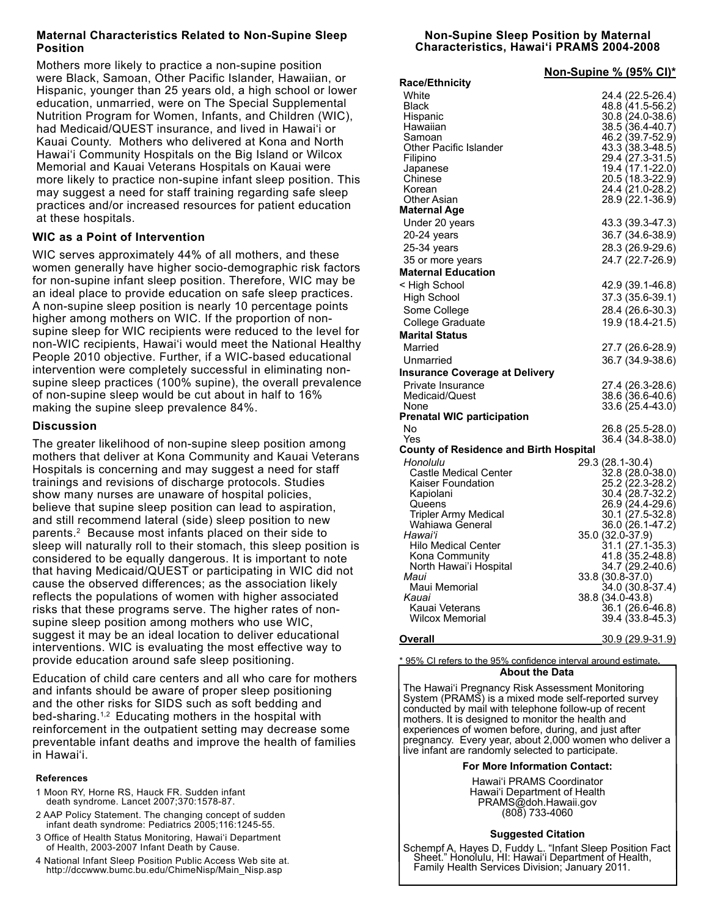### Maternal Characteristics Related to Non-Supine Sleep Position

Mothers more likely to practice a non-supine position were Black, Samoan, Other Pacific Islander, Hawaiian, or Hispanic, younger than 25 years old, a high school or lower education, unmarried, were on The Special Supplemental Nutrition Program for Women, Infants, and Children (WIC), had Medicaid/QUEST insurance, and lived in Hawaiʻi or Kauai County. Mothers who delivered at Kona and North Hawaiʻi Community Hospitals on the Big Island or Wilcox Memorial and Kauai Veterans Hospitals on Kauai were more likely to practice non-supine infant sleep position. This may suggest a need for staff training regarding safe sleep practices and/or increased resources for patient education at these hospitals.

### WIC as a Point of Intervention

WIC serves approximately 44% of all mothers, and these women generally have higher socio-demographic risk factors for non-supine infant sleep position. Therefore, WIC may be an ideal place to provide education on safe sleep practices. A non-supine sleep position is nearly 10 percentage points higher among mothers on WIC. If the proportion of non-supine sleep for WIC recipients were reduced to the level for non-WIC recipients, Hawaiʻi would meet the National Healthy People 2010 objective. Further, if a WIC-based educational intervention were completely successful in eliminating non-supine sleep practices (100% supine), the overall prevalence of non-supine sleep would be cut about in half to 16% making the supine sleep prevalence 84%.

### Discussion

The greater likelihood of non-supine sleep position among mothers that deliver at Kona Community and Kauai Veterans Hospitals is concerning and may suggest a need for staff trainings and revisions of discharge protocols. Studies show many nurses are unaware of hospital policies, believe that supine sleep position can lead to aspiration, and still recommend lateral (side) sleep position to new parents.[2] Because most infants placed on their side to sleep will naturally roll to their stomach, this sleep position is considered to be equally dangerous. It is important to note that having Medicaid/QUEST or participating in WIC did not cause the observed differences; as the association likely reflects the populations of women with higher associated risks that these programs serve. The higher rates of non-supine sleep position among mothers who use WIC, suggest it may be an ideal location to deliver educational interventions. WIC is evaluating the most effective way to provide education around safe sleep positioning.

Education of child care centers and all who care for mothers and infants should be aware of proper sleep positioning and the other risks for SIDS such as soft bedding and bed-sharing.[1,2] Educating mothers in the hospital with reinforcement in the outpatient setting may decrease some preventable infant deaths and improve the health of families in Hawaiʻi.

#### References

1 Moon RY, Horne RS, Hauck FR. Sudden infant death syndrome. Lancet 2007;370:1578-87.

2 AAP Policy Statement. The changing concept of sudden infant death syndrome: Pediatrics 2005;116:1245-55.

3 Office of Health Status Monitoring, Hawaiʻi Department of Health, 2003-2007 Infant Death by Cause.

4 National Infant Sleep Position Public Access Web site at. http://dccwww.bumc.bu.edu/ChimeNisp/Main_Nisp.asp

### Non-Supine Sleep Position by Maternal Characteristics, Hawaiʻi PRAMS 2004-2008

| | Non-Supine % (95% CI)* |
|---|---|
| **Race/Ethnicity** | |
| White | 24.4 (22.5-26.4) |
| Black | 48.8 (41.5-56.2) |
| Hispanic | 30.8 (24.0-38.6) |
| Hawaiian | 38.5 (36.4-40.7) |
| Samoan | 46.2 (39.7-52.9) |
| Other Pacific Islander | 43.3 (38.3-48.5) |
| Filipino | 29.4 (27.3-31.5) |
| Japanese | 19.4 (17.1-22.0) |
| Chinese | 20.5 (18.3-22.9) |
| Korean | 24.4 (21.0-28.2) |
| Other Asian | 28.9 (22.1-36.9) |
| **Maternal Age** | |
| Under 20 years | 43.3 (39.3-47.3) |
| 20-24 years | 36.7 (34.6-38.9) |
| 25-34 years | 28.3 (26.9-29.6) |
| 35 or more years | 24.7 (22.7-26.9) |
| **Maternal Education** | |
| < High School | 42.9 (39.1-46.8) |
| High School | 37.3 (35.6-39.1) |
| Some College | 28.4 (26.6-30.3) |
| College Graduate | 19.9 (18.4-21.5) |
| **Marital Status** | |
| Married | 27.7 (26.6-28.9) |
| Unmarried | 36.7 (34.9-38.6) |
| **Insurance Coverage at Delivery** | |
| Private Insurance | 27.4 (26.3-28.6) |
| Medicaid/Quest | 38.6 (36.6-40.6) |
| None | 33.6 (25.4-43.0) |
| **Prenatal WIC participation** | |
| No | 26.8 (25.5-28.0) |
| Yes | 36.4 (34.8-38.0) |
| **County of Residence and Birth Hospital** | |
| *Honolulu* | 29.3 (28.1-30.4) |
| Castle Medical Center | 32.8 (28.0-38.0) |
| Kaiser Foundation | 25.2 (22.3-28.2) |
| Kapiolani | 30.4 (28.7-32.2) |
| Queens | 26.9 (24.4-29.6) |
| Tripler Army Medical | 30.1 (27.5-32.8) |
| Wahiawa General | 36.0 (26.1-47.2) |
| *Hawaiʻi* | 35.0 (32.0-37.9) |
| Hilo Medical Center | 31.1 (27.1-35.3) |
| Kona Community | 41.8 (35.2-48.8) |
| North Hawaiʻi Hospital | 34.7 (29.2-40.6) |
| *Maui* | 33.8 (30.8-37.0) |
| Maui Memorial | 34.0 (30.8-37.4) |
| *Kauai* | 38.8 (34.0-43.8) |
| Kauai Veterans | 36.1 (26.6-46.8) |
| Wilcox Memorial | 39.4 (33.8-45.3) |
| **Overall** | 30.9 (29.9-31.9) |

* 95% CI refers to the 95% confidence interval around estimate.

#### About the Data

The Hawaiʻi Pregnancy Risk Assessment Monitoring System (PRAMS) is a mixed mode self-reported survey conducted by mail with telephone follow-up of recent mothers. It is designed to monitor the health and experiences of women before, during, and just after pregnancy. Every year, about 2,000 women who deliver a live infant are randomly selected to participate.

#### For More Information Contact:

Hawaiʻi PRAMS Coordinator
Hawaiʻi Department of Health
PRAMS@doh.Hawaii.gov
(808) 733-4060

#### Suggested Citation

Schempf A, Hayes D, Fuddy L. "Infant Sleep Position Fact Sheet." Honolulu, HI: Hawaiʻi Department of Health, Family Health Services Division; January 2011.